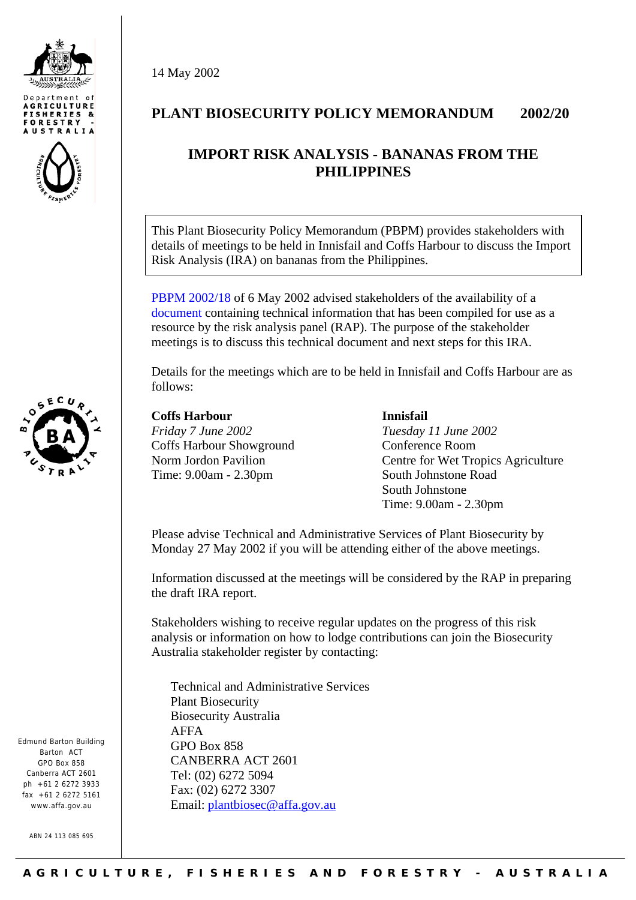Department of AGRICULTURE FISHERIES & FORESTRY - AUSTRALIA

14 May 2002

# PLANT BIOSECURITY POLICY MEMORANDUM 2002/20

## IMPORT RISK ANALYSIS - BANANAS FROM THE PHILIPPINES

This Plant Biosecurity Policy Memorandum (PBPM) provides stakeholders with details of meetings to be held in Innisfail and Coffs Harbour to discuss the Import Risk Analysis (IRA) on bananas from the Philippines.

PBPM 2002/18 of 6 May 2002 advised stakeholders of the availability of a document containing technical information that has been compiled for use as a resource by the risk analysis panel (RAP). The purpose of the stakeholder meetings is to discuss this technical document and next steps for this IRA.

Details for the meetings which are to be held in Innisfail and Coffs Harbour are as follows:

**Coffs Harbour**
*Friday 7 June 2002*
Coffs Harbour Showground
Norm Jordon Pavilion
Time: 9.00am - 2.30pm

**Innisfail**
*Tuesday 11 June 2002*
Conference Room
Centre for Wet Tropics Agriculture
South Johnstone Road
South Johnstone
Time: 9.00am - 2.30pm

Please advise Technical and Administrative Services of Plant Biosecurity by Monday 27 May 2002 if you will be attending either of the above meetings.

Information discussed at the meetings will be considered by the RAP in preparing the draft IRA report.

Stakeholders wishing to receive regular updates on the progress of this risk analysis or information on how to lodge contributions can join the Biosecurity Australia stakeholder register by contacting:

Technical and Administrative Services
Plant Biosecurity
Biosecurity Australia
AFFA
GPO Box 858
CANBERRA ACT 2601
Tel: (02) 6272 5094
Fax: (02) 6272 3307
Email: plantbiosec@affa.gov.au

Edmund Barton Building
Barton ACT
GPO Box 858
Canberra ACT 2601
ph +61 2 6272 3933
fax +61 2 6272 5161
www.affa.gov.au

ABN 24 113 085 695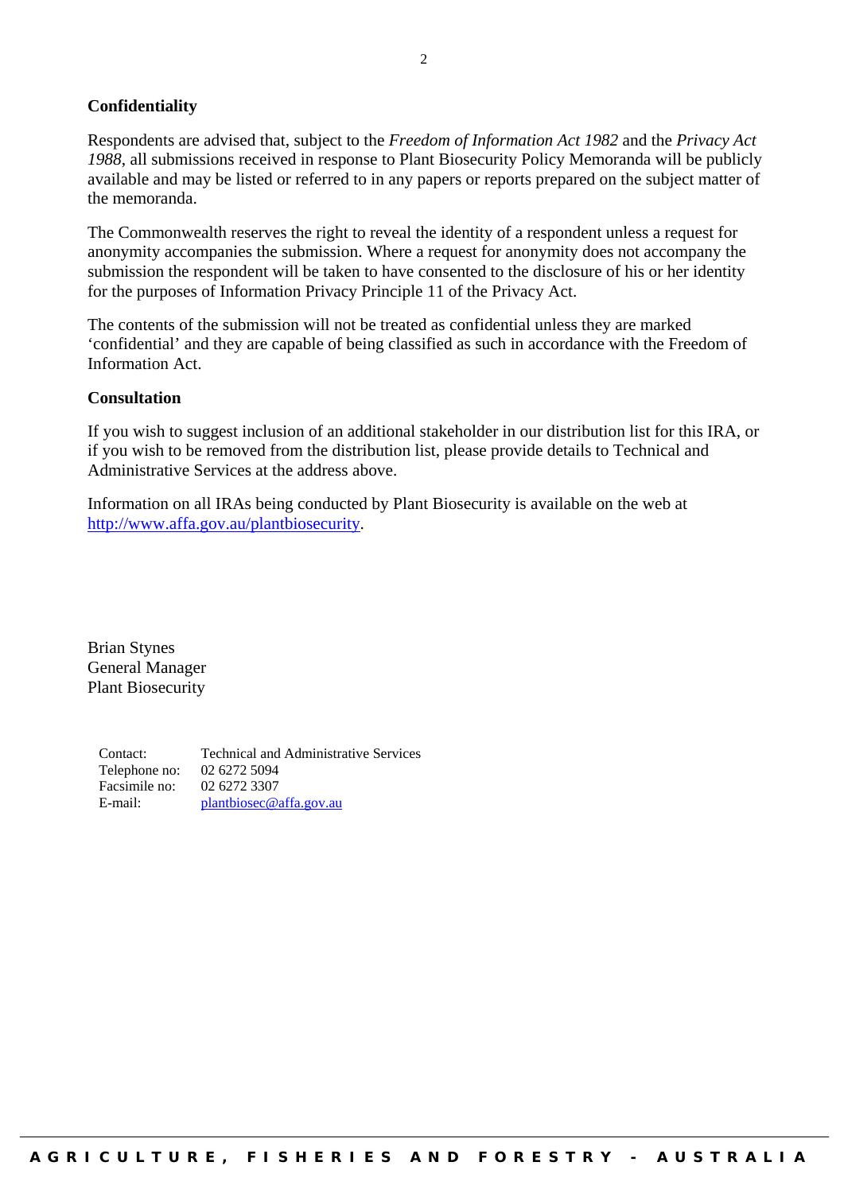**Confidentiality**

Respondents are advised that, subject to the *Freedom of Information Act 1982* and the *Privacy Act 1988*, all submissions received in response to Plant Biosecurity Policy Memoranda will be publicly available and may be listed or referred to in any papers or reports prepared on the subject matter of the memoranda.

The Commonwealth reserves the right to reveal the identity of a respondent unless a request for anonymity accompanies the submission. Where a request for anonymity does not accompany the submission the respondent will be taken to have consented to the disclosure of his or her identity for the purposes of Information Privacy Principle 11 of the Privacy Act.

The contents of the submission will not be treated as confidential unless they are marked 'confidential' and they are capable of being classified as such in accordance with the Freedom of Information Act.

**Consultation**

If you wish to suggest inclusion of an additional stakeholder in our distribution list for this IRA, or if you wish to be removed from the distribution list, please provide details to Technical and Administrative Services at the address above.

Information on all IRAs being conducted by Plant Biosecurity is available on the web at http://www.affa.gov.au/plantbiosecurity.

Brian Stynes
General Manager
Plant Biosecurity

| | |
|---|---|
| Contact: | Technical and Administrative Services |
| Telephone no: | 02 6272 5094 |
| Facsimile no: | 02 6272 3307 |
| E-mail: | plantbiosec@affa.gov.au |

AGRICULTURE, FISHERIES AND FORESTRY - AUSTRALIA